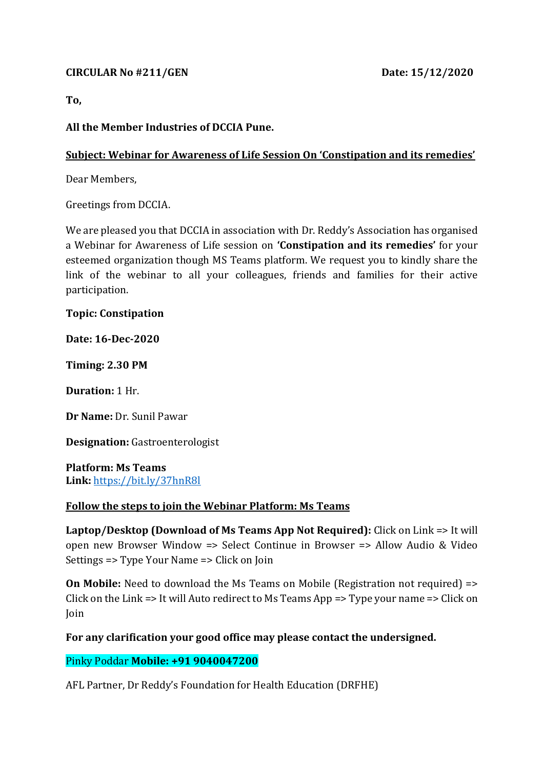**CIRCULAR No #211/GEN** **Date: 15/12/2020**

**To,**

**All the Member Industries of DCCIA Pune.**

**Subject: Webinar for Awareness of Life Session On 'Constipation and its remedies'**

Dear Members,

Greetings from DCCIA.

We are pleased you that DCCIA in association with Dr. Reddy's Association has organised a Webinar for Awareness of Life session on **'Constipation and its remedies'** for your esteemed organization though MS Teams platform. We request you to kindly share the link of the webinar to all your colleagues, friends and families for their active participation.

**Topic: Constipation**

**Date: 16-Dec-2020**

**Timing: 2.30 PM**

**Duration:** 1 Hr.

**Dr Name:** Dr. Sunil Pawar

**Designation:** Gastroenterologist

**Platform: Ms Teams**
**Link:** https://bit.ly/37hnR8l

**Follow the steps to join the Webinar Platform: Ms Teams**

**Laptop/Desktop (Download of Ms Teams App Not Required):** Click on Link => It will open new Browser Window => Select Continue in Browser => Allow Audio & Video Settings => Type Your Name => Click on Join

**On Mobile:** Need to download the Ms Teams on Mobile (Registration not required) => Click on the Link => It will Auto redirect to Ms Teams App => Type your name => Click on Join

**For any clarification your good office may please contact the undersigned.**

Pinky Poddar **Mobile: +91 9040047200**

AFL Partner, Dr Reddy's Foundation for Health Education (DRFHE)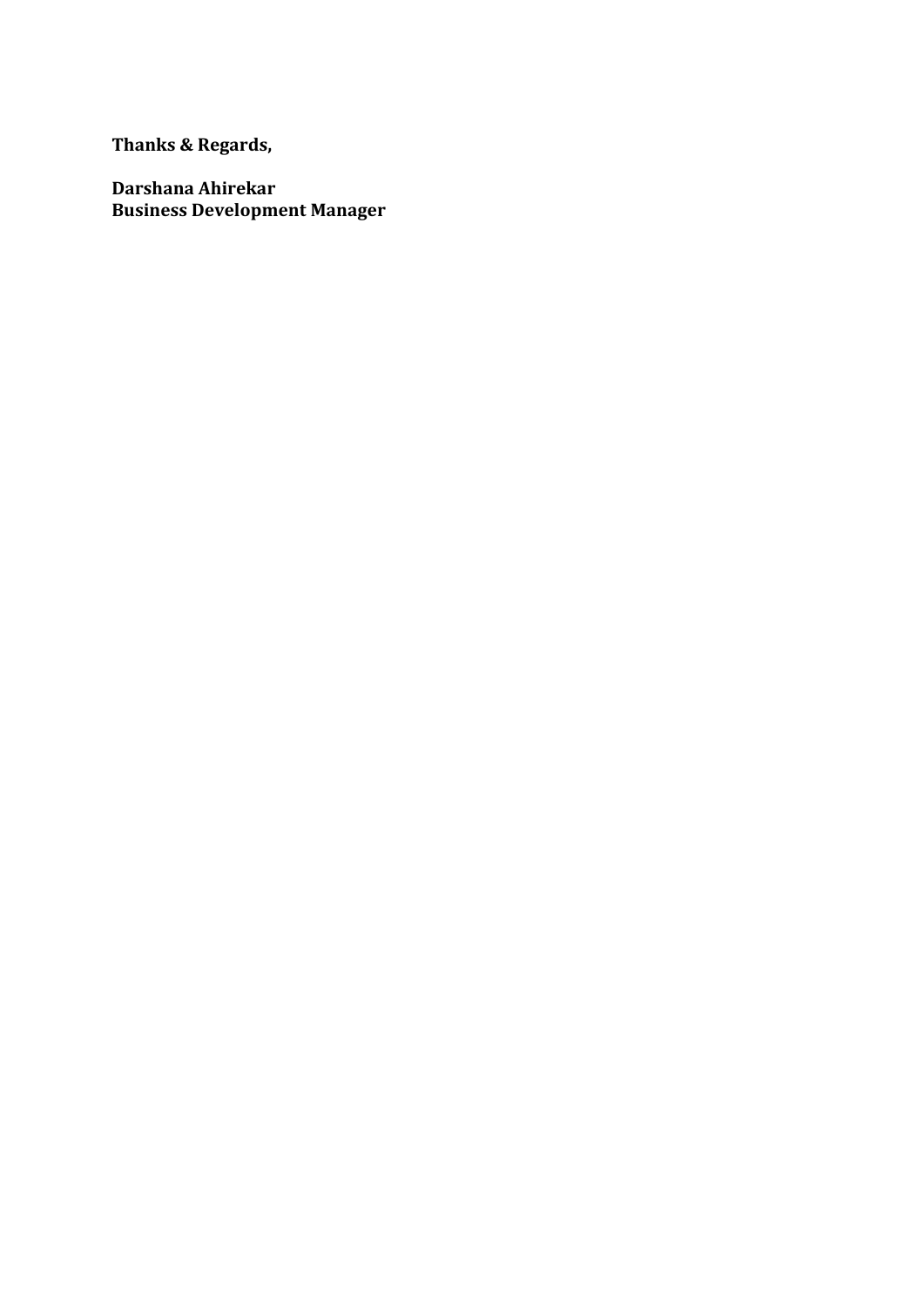**Thanks & Regards,**

**Darshana Ahirekar**
**Business Development Manager**